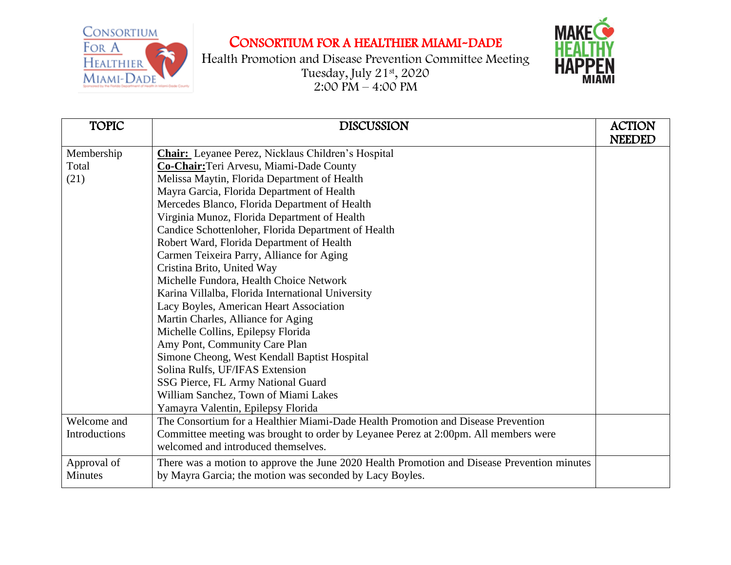# CONSORTIUM FOR A HEALTHIER MIAMI-DADE

Health Promotion and Disease Prevention Committee Meeting
Tuesday, July 21st, 2020
2:00 PM – 4:00 PM

| TOPIC | DISCUSSION | ACTION NEEDED |
|---|---|---|
| Membership Total (21) | **Chair:** Leyanee Perez, Nicklaus Children's Hospital<br>**Co-Chair:** Teri Arvesu, Miami-Dade County<br>Melissa Maytin, Florida Department of Health<br>Mayra Garcia, Florida Department of Health<br>Mercedes Blanco, Florida Department of Health<br>Virginia Munoz, Florida Department of Health<br>Candice Schottenloher, Florida Department of Health<br>Robert Ward, Florida Department of Health<br>Carmen Teixeira Parry, Alliance for Aging<br>Cristina Brito, United Way<br>Michelle Fundora, Health Choice Network<br>Karina Villalba, Florida International University<br>Lacy Boyles, American Heart Association<br>Martin Charles, Alliance for Aging<br>Michelle Collins, Epilepsy Florida<br>Amy Pont, Community Care Plan<br>Simone Cheong, West Kendall Baptist Hospital<br>Solina Rulfs, UF/IFAS Extension<br>SSG Pierce, FL Army National Guard<br>William Sanchez, Town of Miami Lakes<br>Yamayra Valentin, Epilepsy Florida | |
| Welcome and Introductions | The Consortium for a Healthier Miami-Dade Health Promotion and Disease Prevention Committee meeting was brought to order by Leyanee Perez at 2:00pm. All members were welcomed and introduced themselves. | |
| Approval of Minutes | There was a motion to approve the June 2020 Health Promotion and Disease Prevention minutes by Mayra Garcia; the motion was seconded by Lacy Boyles. | |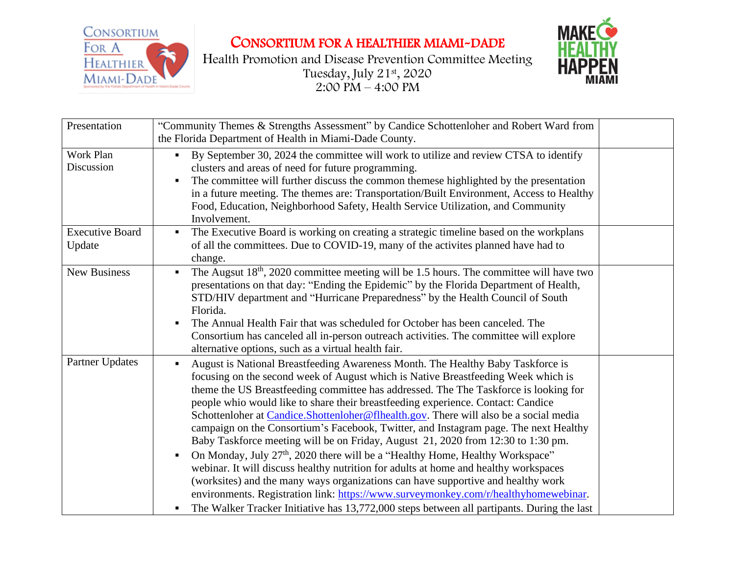# Consortium for a Healthier Miami-Dade

Health Promotion and Disease Prevention Committee Meeting
Tuesday, July 21st, 2020
2:00 PM – 4:00 PM

| | | |
|---|---|---|
| Presentation | "Community Themes & Strengths Assessment" by Candice Schottenloher and Robert Ward from the Florida Department of Health in Miami-Dade County. | |
| Work Plan Discussion | ▪ By September 30, 2024 the committee will work to utilize and review CTSA to identify clusters and areas of need for future programming.<br>▪ The committee will further discuss the common themese highlighted by the presentation in a future meeting. The themes are: Transportation/Built Environment, Access to Healthy Food, Education, Neighborhood Safety, Health Service Utilization, and Community Involvement. | |
| Executive Board Update | ▪ The Executive Board is working on creating a strategic timeline based on the workplans of all the committees. Due to COVID-19, many of the activites planned have had to change. | |
| New Business | ▪ The August 18th, 2020 committee meeting will be 1.5 hours. The committee will have two presentations on that day: "Ending the Epidemic" by the Florida Department of Health, STD/HIV department and "Hurricane Preparedness" by the Health Council of South Florida.<br>▪ The Annual Health Fair that was scheduled for October has been canceled. The Consortium has canceled all in-person outreach activities. The committee will explore alternative options, such as a virtual health fair. | |
| Partner Updates | ▪ August is National Breastfeeding Awareness Month. The Healthy Baby Taskforce is focusing on the second week of August which is Native Breastfeeding Week which is theme the US Breastfeeding committee has addressed. The The Taskforce is looking for people whio would like to share their breastfeeding experience. Contact: Candice Schottenloher at Candice.Shottenloher@flhealth.gov. There will also be a social media campaign on the Consortium's Facebook, Twitter, and Instagram page. The next Healthy Baby Taskforce meeting will be on Friday, August 21, 2020 from 12:30 to 1:30 pm.<br>▪ On Monday, July 27th, 2020 there will be a "Healthy Home, Healthy Workspace" webinar. It will discuss healthy nutrition for adults at home and healthy workspaces (worksites) and the many ways organizations can have supportive and healthy work environments. Registration link: https://www.surveymonkey.com/r/healthyhomewebinar.<br>▪ The Walker Tracker Initiative has 13,772,000 steps between all partipants. During the last | |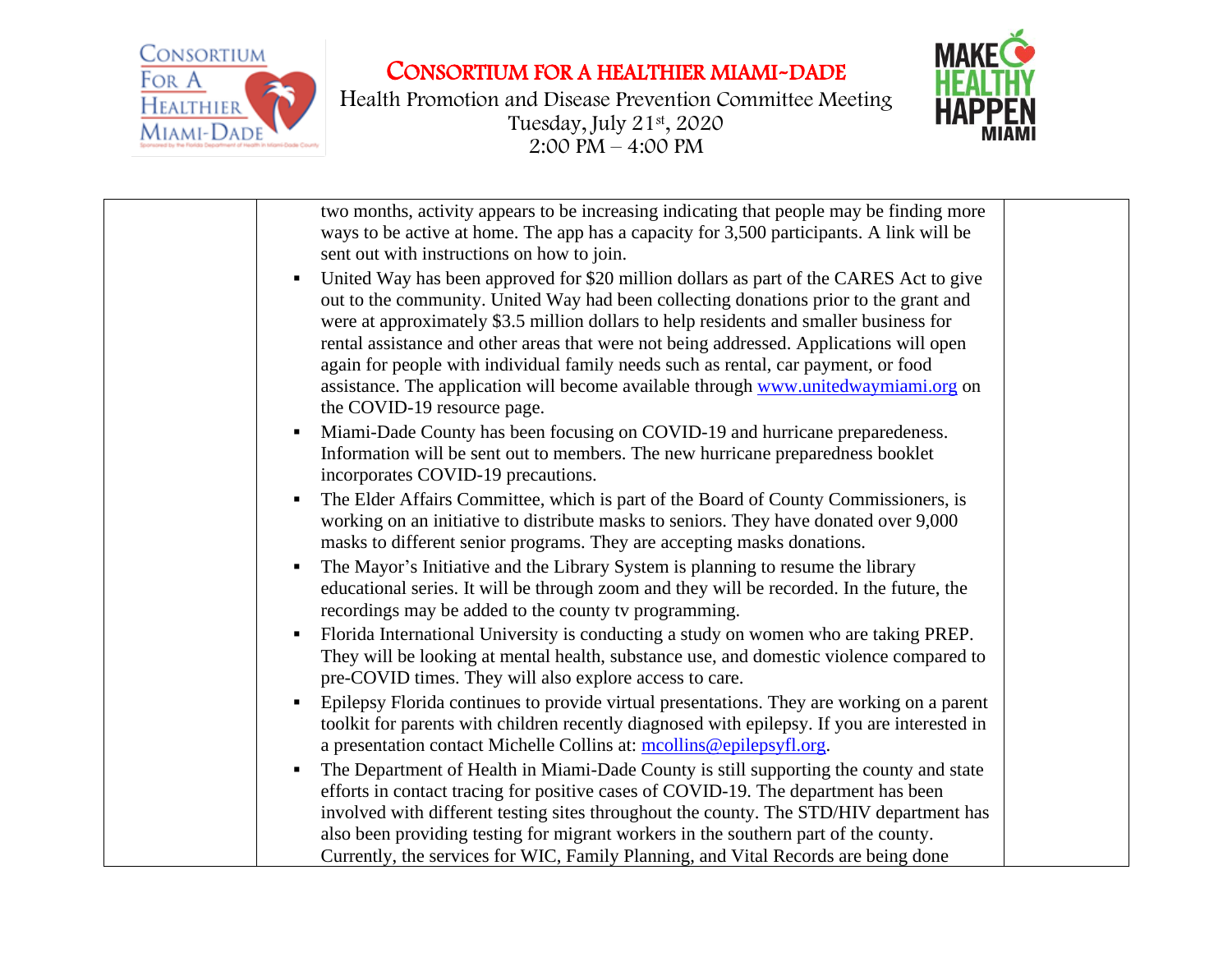| | two months, activity appears to be increasing indicating that people may be finding more ways to be active at home. The app has a capacity for 3,500 participants. A link will be sent out with instructions on how to join.<br>▪ United Way has been approved for $20 million dollars as part of the CARES Act to give out to the community. United Way had been collecting donations prior to the grant and were at approximately $3.5 million dollars to help residents and smaller business for rental assistance and other areas that were not being addressed. Applications will open again for people with individual family needs such as rental, car payment, or food assistance. The application will become available through www.unitedwaymiami.org on the COVID-19 resource page.<br>▪ Miami-Dade County has been focusing on COVID-19 and hurricane preparedeness. Information will be sent out to members. The new hurricane preparedness booklet incorporates COVID-19 precautions.<br>▪ The Elder Affairs Committee, which is part of the Board of County Commissioners, is working on an initiative to distribute masks to seniors. They have donated over 9,000 masks to different senior programs. They are accepting masks donations.<br>▪ The Mayor's Initiative and the Library System is planning to resume the library educational series. It will be through zoom and they will be recorded. In the future, the recordings may be added to the county tv programming.<br>▪ Florida International University is conducting a study on women who are taking PREP. They will be looking at mental health, substance use, and domestic violence compared to pre-COVID times. They will also explore access to care.<br>▪ Epilepsy Florida continues to provide virtual presentations. They are working on a parent toolkit for parents with children recently diagnosed with epilepsy. If you are interested in a presentation contact Michelle Collins at: mcollins@epilepsyfl.org.<br>▪ The Department of Health in Miami-Dade County is still supporting the county and state efforts in contact tracing for positive cases of COVID-19. The department has been involved with different testing sites throughout the county. The STD/HIV department has also been providing testing for migrant workers in the southern part of the county. Currently, the services for WIC, Family Planning, and Vital Records are being done | |
|---|---|---|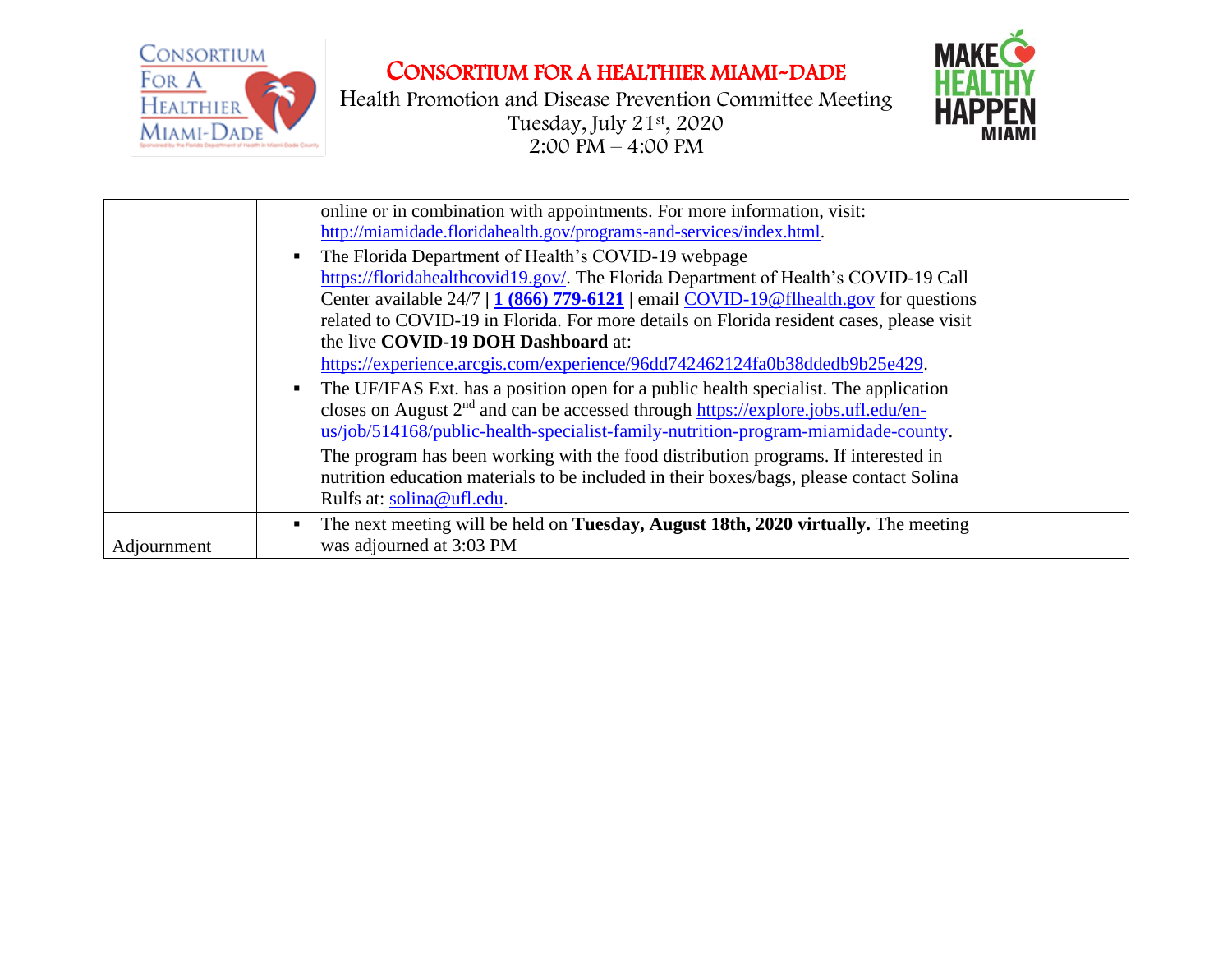| | | |
|---|---|---|
| | online or in combination with appointments. For more information, visit: http://miamidade.floridahealth.gov/programs-and-services/index.html.<br>▪ The Florida Department of Health's COVID-19 webpage https://floridahealthcovid19.gov/. The Florida Department of Health's COVID-19 Call Center available 24/7 **\|** **1 (866) 779-6121** **\|** email COVID-19@flhealth.gov for questions related to COVID-19 in Florida. For more details on Florida resident cases, please visit the live **COVID-19 DOH Dashboard** at: https://experience.arcgis.com/experience/96dd742462124fa0b38ddedb9b25e429.<br>▪ The UF/IFAS Ext. has a position open for a public health specialist. The application closes on August 2nd and can be accessed through https://explore.jobs.ufl.edu/en-us/job/514168/public-health-specialist-family-nutrition-program-miamidade-county. The program has been working with the food distribution programs. If interested in nutrition education materials to be included in their boxes/bags, please contact Solina Rulfs at: solina@ufl.edu. | |
| Adjournment | ▪ The next meeting will be held on **Tuesday, August 18th, 2020 virtually.** The meeting was adjourned at 3:03 PM | |